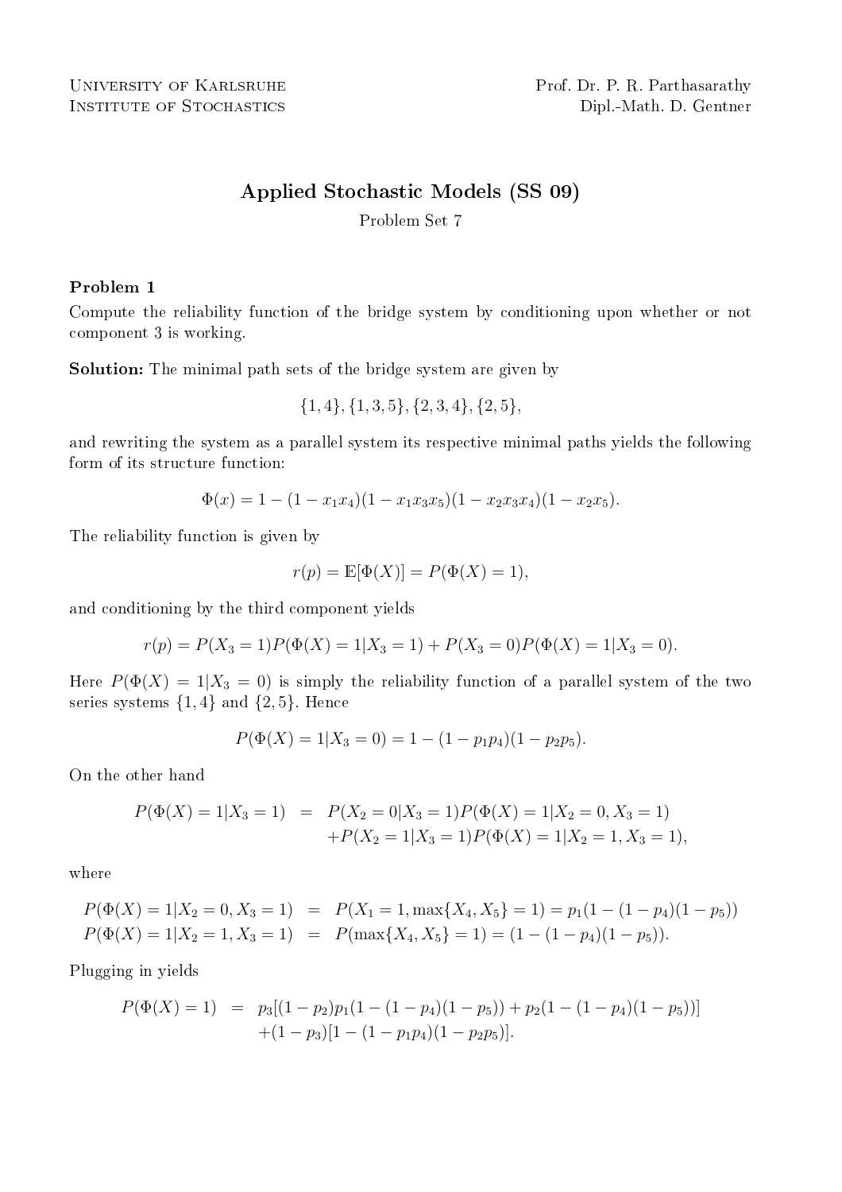University of Karlsruhe
Institute of Stochastics

Prof. Dr. P. R. Parthasarathy
Dipl.-Math. D. Gentner

# Applied Stochastic Models (SS 09)

Problem Set 7

### Problem 1

Compute the reliability function of the bridge system by conditioning upon whether or not component 3 is working.

**Solution:** The minimal path sets of the bridge system are given by

$$\{1,4\}, \{1,3,5\}, \{2,3,4\}, \{2,5\},$$

and rewriting the system as a parallel system its respective minimal paths yields the following form of its structure function:

$$\Phi(x) = 1 - (1 - x_1x_4)(1 - x_1x_3x_5)(1 - x_2x_3x_4)(1 - x_2x_5).$$

The reliability function is given by

$$r(p) = \mathbb{E}[\Phi(X)] = P(\Phi(X) = 1),$$

and conditioning by the third component yields

$$r(p) = P(X_3 = 1)P(\Phi(X) = 1|X_3 = 1) + P(X_3 = 0)P(\Phi(X) = 1|X_3 = 0).$$

Here $P(\Phi(X) = 1|X_3 = 0)$ is simply the reliability function of a parallel system of the two series systems $\{1,4\}$ and $\{2,5\}$. Hence

$$P(\Phi(X) = 1|X_3 = 0) = 1 - (1 - p_1p_4)(1 - p_2p_5).$$

On the other hand

$$\begin{aligned} P(\Phi(X) = 1|X_3 = 1) &= P(X_2 = 0|X_3 = 1)P(\Phi(X) = 1|X_2 = 0, X_3 = 1) \\ &\quad + P(X_2 = 1|X_3 = 1)P(\Phi(X) = 1|X_2 = 1, X_3 = 1), \end{aligned}$$

where

$$\begin{aligned} P(\Phi(X) = 1|X_2 = 0, X_3 = 1) &= P(X_1 = 1, \max\{X_4, X_5\} = 1) = p_1(1 - (1 - p_4)(1 - p_5)) \\ P(\Phi(X) = 1|X_2 = 1, X_3 = 1) &= P(\max\{X_4, X_5\} = 1) = (1 - (1 - p_4)(1 - p_5)). \end{aligned}$$

Plugging in yields

$$\begin{aligned} P(\Phi(X) = 1) &= p_3[(1 - p_2)p_1(1 - (1 - p_4)(1 - p_5)) + p_2(1 - (1 - p_4)(1 - p_5))] \\ &\quad + (1 - p_3)[1 - (1 - p_1p_4)(1 - p_2p_5)]. \end{aligned}$$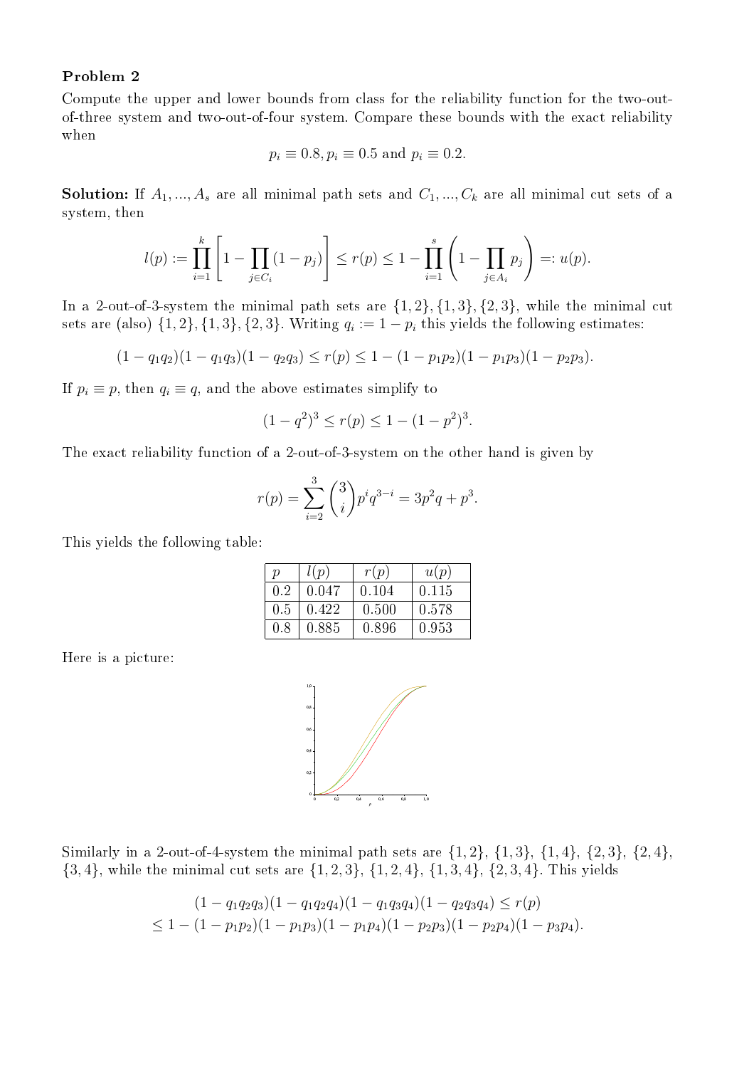**Problem 2**

Compute the upper and lower bounds from class for the reliability function for the two-out-of-three system and two-out-of-four system. Compare these bounds with the exact reliability when

$$p_i \equiv 0.8, p_i \equiv 0.5 \text{ and } p_i \equiv 0.2.$$

**Solution:** If $A_1, ..., A_s$ are all minimal path sets and $C_1, ..., C_k$ are all minimal cut sets of a system, then

$$l(p) := \prod_{i=1}^{k} \left[ 1 - \prod_{j \in C_i} (1 - p_j) \right] \leq r(p) \leq 1 - \prod_{i=1}^{s} \left( 1 - \prod_{j \in A_i} p_j \right) =: u(p).$$

In a 2-out-of-3-system the minimal path sets are $\{1,2\}, \{1,3\}, \{2,3\}$, while the minimal cut sets are (also) $\{1,2\}, \{1,3\}, \{2,3\}$. Writing $q_i := 1 - p_i$ this yields the following estimates:

$$(1 - q_1 q_2)(1 - q_1 q_3)(1 - q_2 q_3) \leq r(p) \leq 1 - (1 - p_1 p_2)(1 - p_1 p_3)(1 - p_2 p_3).$$

If $p_i \equiv p$, then $q_i \equiv q$, and the above estimates simplify to

$$(1 - q^2)^3 \leq r(p) \leq 1 - (1 - p^2)^3.$$

The exact reliability function of a 2-out-of-3-system on the other hand is given by

$$r(p) = \sum_{i=2}^{3} \binom{3}{i} p^i q^{3-i} = 3p^2 q + p^3.$$

This yields the following table:

| $p$ | $l(p)$ | $r(p)$ | $u(p)$ |
|---|---|---|---|
| 0.2 | 0.047 | 0.104 | 0.115 |
| 0.5 | 0.422 | 0.500 | 0.578 |
| 0.8 | 0.885 | 0.896 | 0.953 |

Here is a picture:

Similarly in a 2-out-of-4-system the minimal path sets are $\{1,2\}$, $\{1,3\}$, $\{1,4\}$, $\{2,3\}$, $\{2,4\}$, $\{3,4\}$, while the minimal cut sets are $\{1,2,3\}$, $\{1,2,4\}$, $\{1,3,4\}$, $\{2,3,4\}$. This yields

$$(1 - q_1 q_2 q_3)(1 - q_1 q_2 q_4)(1 - q_1 q_3 q_4)(1 - q_2 q_3 q_4) \leq r(p)$$
$$\leq 1 - (1 - p_1 p_2)(1 - p_1 p_3)(1 - p_1 p_4)(1 - p_2 p_3)(1 - p_2 p_4)(1 - p_3 p_4).$$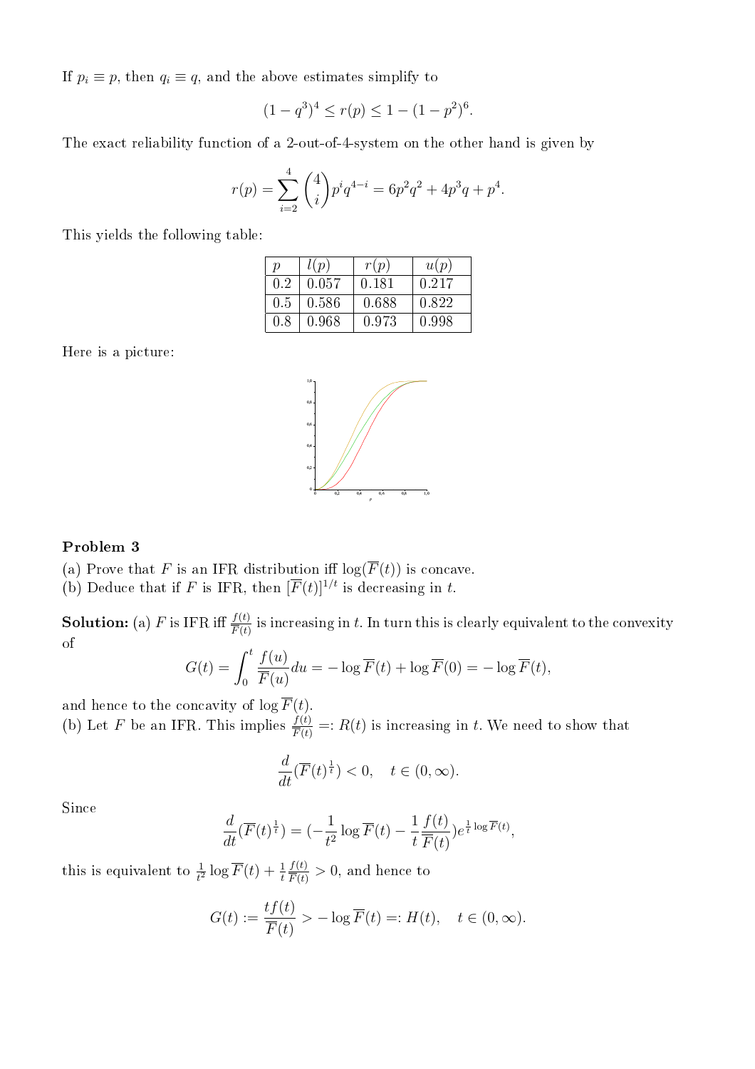If $p_i \equiv p$, then $q_i \equiv q$, and the above estimates simplify to

$$(1-q^3)^4 \le r(p) \le 1-(1-p^2)^6.$$

The exact reliability function of a 2-out-of-4-system on the other hand is given by

$$r(p) = \sum_{i=2}^{4} \binom{4}{i} p^i q^{4-i} = 6p^2q^2 + 4p^3q + p^4.$$

This yields the following table:

| $p$ | $l(p)$ | $r(p)$ | $u(p)$ |
|---|---|---|---|
| 0.2 | 0.057 | 0.181 | 0.217 |
| 0.5 | 0.586 | 0.688 | 0.822 |
| 0.8 | 0.968 | 0.973 | 0.998 |

Here is a picture:

### Problem 3

(a) Prove that $F$ is an IFR distribution iff $\log(\overline{F}(t))$ is concave.
(b) Deduce that if $F$ is IFR, then $[\overline{F}(t)]^{1/t}$ is decreasing in $t$.

**Solution:** (a) $F$ is IFR iff $\frac{f(t)}{\overline{F}(t)}$ is increasing in $t$. In turn this is clearly equivalent to the convexity of

$$G(t) = \int_0^t \frac{f(u)}{\overline{F}(u)} du = -\log \overline{F}(t) + \log \overline{F}(0) = -\log \overline{F}(t),$$

and hence to the concavity of $\log \overline{F}(t)$.
(b) Let $F$ be an IFR. This implies $\frac{f(t)}{\overline{F}(t)} =: R(t)$ is increasing in $t$. We need to show that

$$\frac{d}{dt}(\overline{F}(t)^{\frac{1}{t}}) < 0, \quad t \in (0,\infty).$$

Since

$$\frac{d}{dt}(\overline{F}(t)^{\frac{1}{t}}) = (-\frac{1}{t^2}\log \overline{F}(t) - \frac{1}{t}\frac{f(t)}{\overline{F}(t)})e^{\frac{1}{t}\log \overline{F}(t)},$$

this is equivalent to $\frac{1}{t^2}\log \overline{F}(t) + \frac{1}{t}\frac{f(t)}{\overline{F}(t)} > 0$, and hence to

$$G(t) := \frac{tf(t)}{\overline{F}(t)} > -\log \overline{F}(t) =: H(t), \quad t \in (0,\infty).$$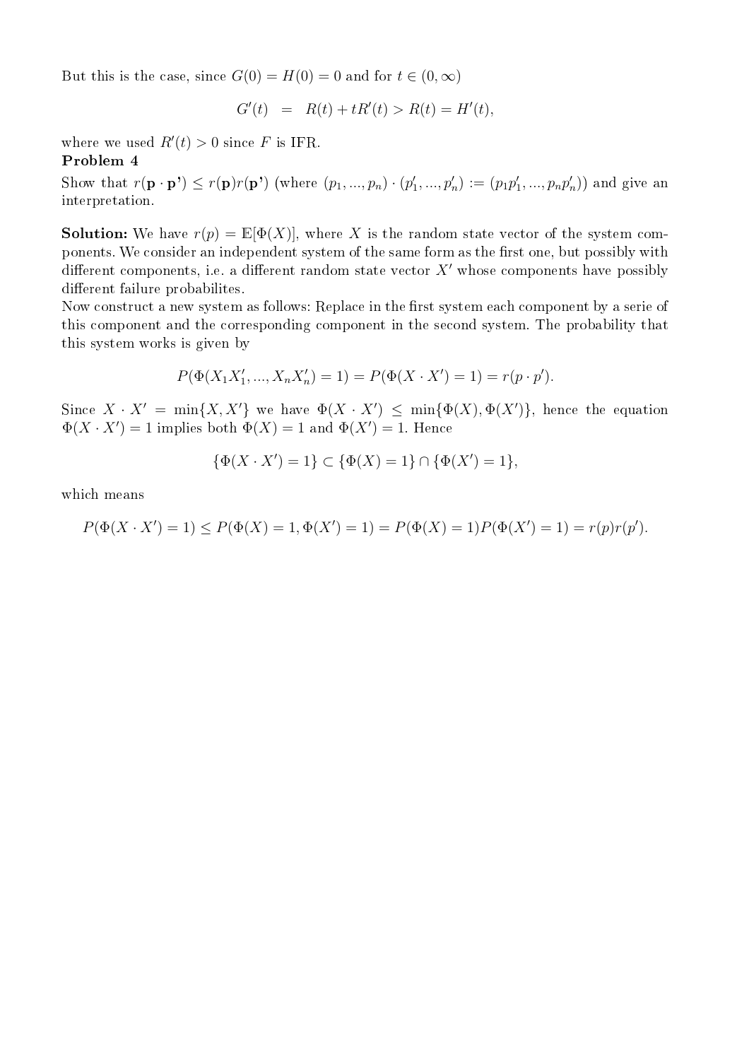But this is the case, since $G(0) = H(0) = 0$ and for $t \in (0, \infty)$

$$G'(t) \quad = \quad R(t) + tR'(t) > R(t) = H'(t),$$

where we used $R'(t) > 0$ since $F$ is IFR.

**Problem 4**

Show that $r(\mathbf{p} \cdot \mathbf{p'}) \leq r(\mathbf{p})r(\mathbf{p'})$ (where $(p_1, ..., p_n) \cdot (p'_1, ..., p'_n) := (p_1 p'_1, ..., p_n p'_n)$) and give an interpretation.

**Solution:** We have $r(p) = \mathbb{E}[\Phi(X)]$, where $X$ is the random state vector of the system components. We consider an independent system of the same form as the first one, but possibly with different components, i.e. a different random state vector $X'$ whose components have possibly different failure probabilites.

Now construct a new system as follows: Replace in the first system each component by a serie of this component and the corresponding component in the second system. The probability that this system works is given by

$$P(\Phi(X_1 X'_1, ..., X_n X'_n) = 1) = P(\Phi(X \cdot X') = 1) = r(p \cdot p').$$

Since $X \cdot X' = \min\{X, X'\}$ we have $\Phi(X \cdot X') \leq \min\{\Phi(X), \Phi(X')\}$, hence the equation $\Phi(X \cdot X') = 1$ implies both $\Phi(X) = 1$ and $\Phi(X') = 1$. Hence

$$\{\Phi(X \cdot X') = 1\} \subset \{\Phi(X) = 1\} \cap \{\Phi(X') = 1\},$$

which means

$$P(\Phi(X \cdot X') = 1) \leq P(\Phi(X) = 1, \Phi(X') = 1) = P(\Phi(X) = 1)P(\Phi(X') = 1) = r(p)r(p').$$